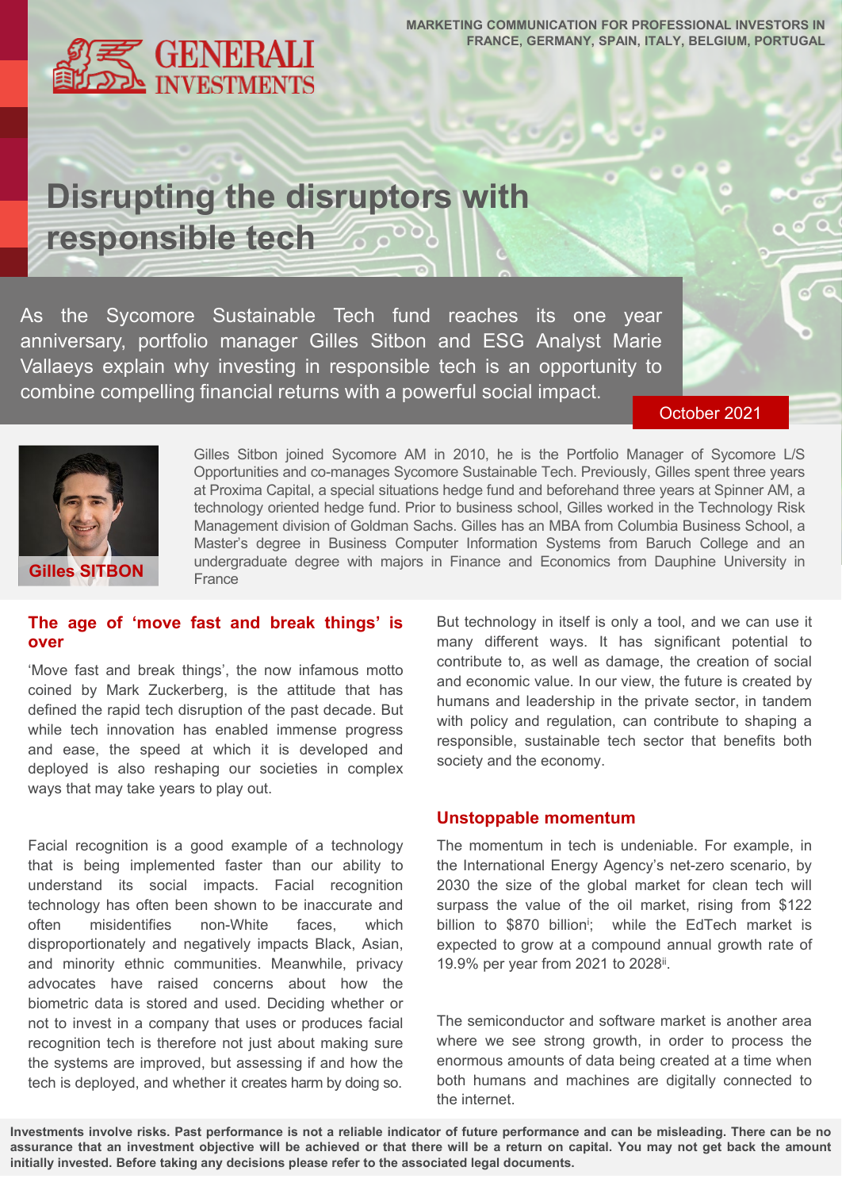MARKETING COMMUNICATION FOR PROFESSIONAL INVESTORS IN FRANCE, GERMANY, SPAIN, ITALY, BELGIUM, PORTUGAL

# Disrupting the disruptors with responsible tech

As the Sycomore Sustainable Tech fund reaches its one year anniversary, portfolio manager Gilles Sitbon and ESG Analyst Marie Vallaeys explain why investing in responsible tech is an opportunity to combine compelling financial returns with a powerful social impact.

October 2021

**Gilles SITBON**

Gilles Sitbon joined Sycomore AM in 2010, he is the Portfolio Manager of Sycomore L/S Opportunities and co-manages Sycomore Sustainable Tech. Previously, Gilles spent three years at Proxima Capital, a special situations hedge fund and beforehand three years at Spinner AM, a technology oriented hedge fund. Prior to business school, Gilles worked in the Technology Risk Management division of Goldman Sachs. Gilles has an MBA from Columbia Business School, a Master's degree in Business Computer Information Systems from Baruch College and an undergraduate degree with majors in Finance and Economics from Dauphine University in France

## The age of 'move fast and break things' is over

'Move fast and break things', the now infamous motto coined by Mark Zuckerberg, is the attitude that has defined the rapid tech disruption of the past decade. But while tech innovation has enabled immense progress and ease, the speed at which it is developed and deployed is also reshaping our societies in complex ways that may take years to play out.

Facial recognition is a good example of a technology that is being implemented faster than our ability to understand its social impacts. Facial recognition technology has often been shown to be inaccurate and often misidentifies non-White faces, which disproportionately and negatively impacts Black, Asian, and minority ethnic communities. Meanwhile, privacy advocates have raised concerns about how the biometric data is stored and used. Deciding whether or not to invest in a company that uses or produces facial recognition tech is therefore not just about making sure the systems are improved, but assessing if and how the tech is deployed, and whether it creates harm by doing so.

But technology in itself is only a tool, and we can use it many different ways. It has significant potential to contribute to, as well as damage, the creation of social and economic value. In our view, the future is created by humans and leadership in the private sector, in tandem with policy and regulation, can contribute to shaping a responsible, sustainable tech sector that benefits both society and the economy.

## Unstoppable momentum

The momentum in tech is undeniable. For example, in the International Energy Agency's net-zero scenario, by 2030 the size of the global market for clean tech will surpass the value of the oil market, rising from $122 billion to $870 billion[i]; while the EdTech market is expected to grow at a compound annual growth rate of 19.9% per year from 2021 to 2028[ii].

The semiconductor and software market is another area where we see strong growth, in order to process the enormous amounts of data being created at a time when both humans and machines are digitally connected to the internet.

**Investments involve risks. Past performance is not a reliable indicator of future performance and can be misleading. There can be no assurance that an investment objective will be achieved or that there will be a return on capital. You may not get back the amount initially invested. Before taking any decisions please refer to the associated legal documents.**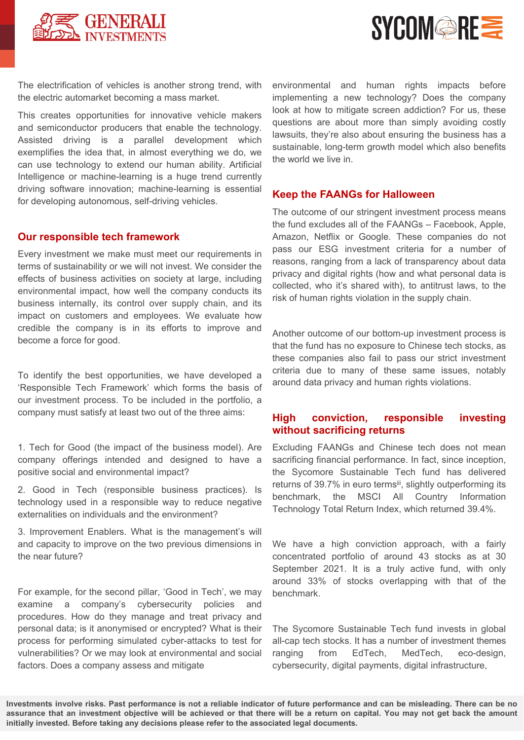The electrification of vehicles is another strong trend, with the electric automarket becoming a mass market.

This creates opportunities for innovative vehicle makers and semiconductor producers that enable the technology. Assisted driving is a parallel development which exemplifies the idea that, in almost everything we do, we can use technology to extend our human ability. Artificial Intelligence or machine-learning is a huge trend currently driving software innovation; machine-learning is essential for developing autonomous, self-driving vehicles.

## Our responsible tech framework

Every investment we make must meet our requirements in terms of sustainability or we will not invest. We consider the effects of business activities on society at large, including environmental impact, how well the company conducts its business internally, its control over supply chain, and its impact on customers and employees. We evaluate how credible the company is in its efforts to improve and become a force for good.

To identify the best opportunities, we have developed a 'Responsible Tech Framework' which forms the basis of our investment process. To be included in the portfolio, a company must satisfy at least two out of the three aims:

1. Tech for Good (the impact of the business model). Are company offerings intended and designed to have a positive social and environmental impact?
2. Good in Tech (responsible business practices). Is technology used in a responsible way to reduce negative externalities on individuals and the environment?
3. Improvement Enablers. What is the management's will and capacity to improve on the two previous dimensions in the near future?

For example, for the second pillar, 'Good in Tech', we may examine a company's cybersecurity policies and procedures. How do they manage and treat privacy and personal data; is it anonymised or encrypted? What is their process for performing simulated cyber-attacks to test for vulnerabilities? Or we may look at environmental and social factors. Does a company assess and mitigate environmental and human rights impacts before implementing a new technology? Does the company look at how to mitigate screen addiction? For us, these questions are about more than simply avoiding costly lawsuits, they're also about ensuring the business has a sustainable, long-term growth model which also benefits the world we live in.

## Keep the FAANGs for Halloween

The outcome of our stringent investment process means the fund excludes all of the FAANGs – Facebook, Apple, Amazon, Netflix or Google. These companies do not pass our ESG investment criteria for a number of reasons, ranging from a lack of transparency about data privacy and digital rights (how and what personal data is collected, who it's shared with), to antitrust laws, to the risk of human rights violation in the supply chain.

Another outcome of our bottom-up investment process is that the fund has no exposure to Chinese tech stocks, as these companies also fail to pass our strict investment criteria due to many of these same issues, notably around data privacy and human rights violations.

## High conviction, responsible investing without sacrificing returns

Excluding FAANGs and Chinese tech does not mean sacrificing financial performance. In fact, since inception, the Sycomore Sustainable Tech fund has delivered returns of 39.7% in euro terms[iii], slightly outperforming its benchmark, the MSCI All Country Information Technology Total Return Index, which returned 39.4%.

We have a high conviction approach, with a fairly concentrated portfolio of around 43 stocks as at 30 September 2021. It is a truly active fund, with only around 33% of stocks overlapping with that of the benchmark.

The Sycomore Sustainable Tech fund invests in global all-cap tech stocks. It has a number of investment themes ranging from EdTech, MedTech, eco-design, cybersecurity, digital payments, digital infrastructure,

**Investments involve risks. Past performance is not a reliable indicator of future performance and can be misleading. There can be no assurance that an investment objective will be achieved or that there will be a return on capital. You may not get back the amount initially invested. Before taking any decisions please refer to the associated legal documents.**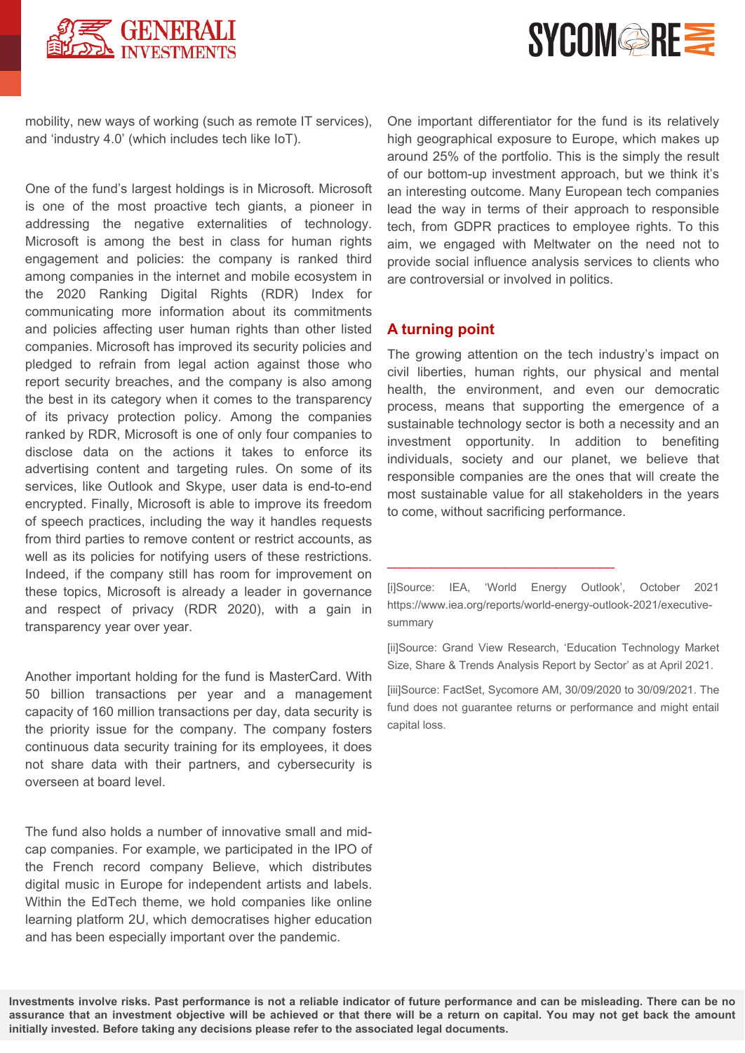mobility, new ways of working (such as remote IT services), and 'industry 4.0' (which includes tech like IoT).

One of the fund's largest holdings is in Microsoft. Microsoft is one of the most proactive tech giants, a pioneer in addressing the negative externalities of technology. Microsoft is among the best in class for human rights engagement and policies: the company is ranked third among companies in the internet and mobile ecosystem in the 2020 Ranking Digital Rights (RDR) Index for communicating more information about its commitments and policies affecting user human rights than other listed companies. Microsoft has improved its security policies and pledged to refrain from legal action against those who report security breaches, and the company is also among the best in its category when it comes to the transparency of its privacy protection policy. Among the companies ranked by RDR, Microsoft is one of only four companies to disclose data on the actions it takes to enforce its advertising content and targeting rules. On some of its services, like Outlook and Skype, user data is end-to-end encrypted. Finally, Microsoft is able to improve its freedom of speech practices, including the way it handles requests from third parties to remove content or restrict accounts, as well as its policies for notifying users of these restrictions. Indeed, if the company still has room for improvement on these topics, Microsoft is already a leader in governance and respect of privacy (RDR 2020), with a gain in transparency year over year.

Another important holding for the fund is MasterCard. With 50 billion transactions per year and a management capacity of 160 million transactions per day, data security is the priority issue for the company. The company fosters continuous data security training for its employees, it does not share data with their partners, and cybersecurity is overseen at board level.

The fund also holds a number of innovative small and mid-cap companies. For example, we participated in the IPO of the French record company Believe, which distributes digital music in Europe for independent artists and labels. Within the EdTech theme, we hold companies like online learning platform 2U, which democratises higher education and has been especially important over the pandemic.

One important differentiator for the fund is its relatively high geographical exposure to Europe, which makes up around 25% of the portfolio. This is the simply the result of our bottom-up investment approach, but we think it's an interesting outcome. Many European tech companies lead the way in terms of their approach to responsible tech, from GDPR practices to employee rights. To this aim, we engaged with Meltwater on the need not to provide social influence analysis services to clients who are controversial or involved in politics.

## A turning point

The growing attention on the tech industry's impact on civil liberties, human rights, our physical and mental health, the environment, and even our democratic process, means that supporting the emergence of a sustainable technology sector is both a necessity and an investment opportunity. In addition to benefiting individuals, society and our planet, we believe that responsible companies are the ones that will create the most sustainable value for all stakeholders in the years to come, without sacrificing performance.

---

[i]Source: IEA, 'World Energy Outlook', October 2021 https://www.iea.org/reports/world-energy-outlook-2021/executive-summary

[ii]Source: Grand View Research, 'Education Technology Market Size, Share & Trends Analysis Report by Sector' as at April 2021.

[iii]Source: FactSet, Sycomore AM, 30/09/2020 to 30/09/2021. The fund does not guarantee returns or performance and might entail capital loss.

**Investments involve risks. Past performance is not a reliable indicator of future performance and can be misleading. There can be no assurance that an investment objective will be achieved or that there will be a return on capital. You may not get back the amount initially invested. Before taking any decisions please refer to the associated legal documents.**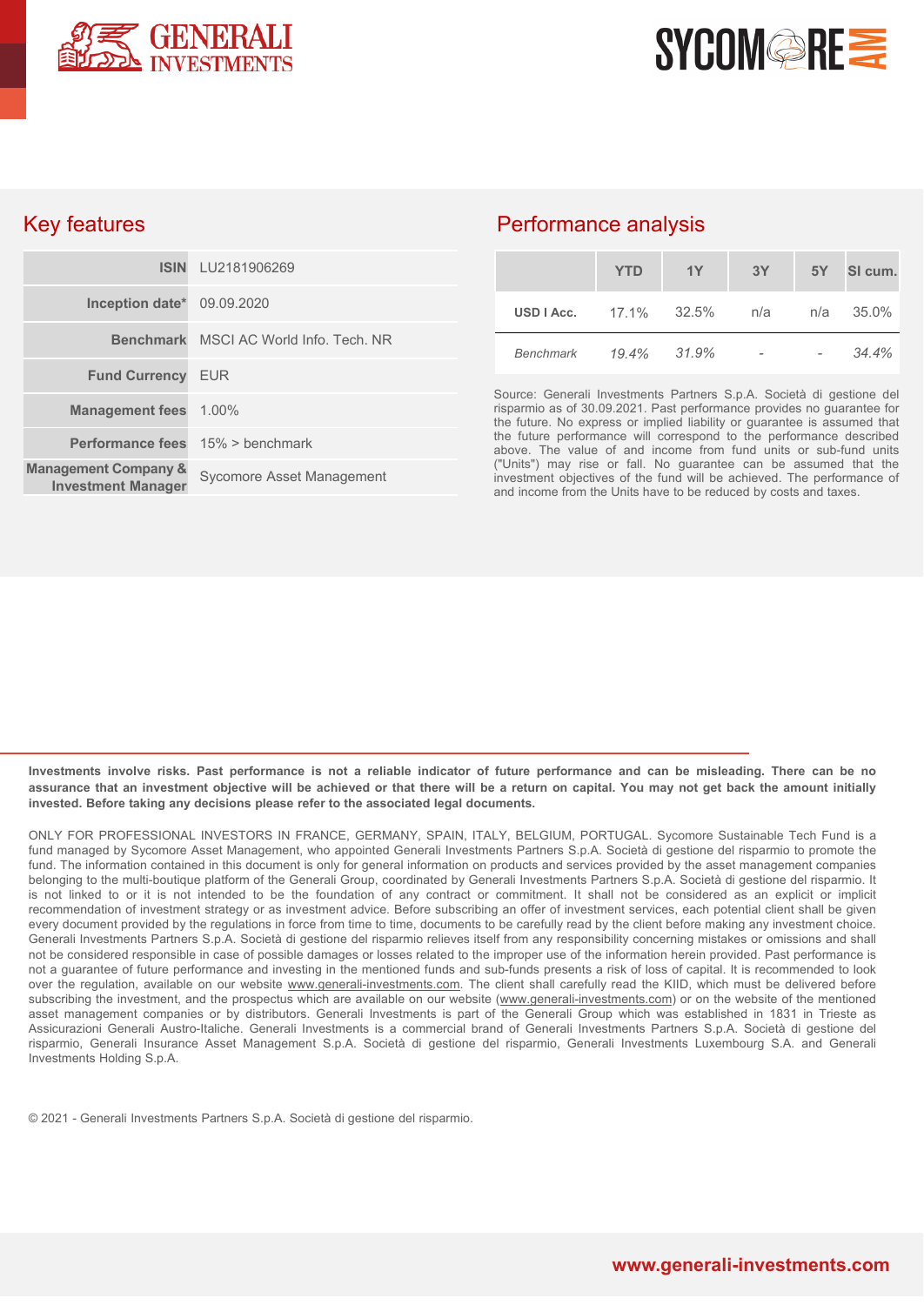## Key features

| | |
|---|---|
| **ISIN** | LU2181906269 |
| **Inception date*** | 09.09.2020 |
| **Benchmark** | MSCI AC World Info. Tech. NR |
| **Fund Currency** | EUR |
| **Management fees** | 1.00% |
| **Performance fees** | 15% > benchmark |
| **Management Company & Investment Manager** | Sycomore Asset Management |

## Performance analysis

| | YTD | 1Y | 3Y | 5Y | SI cum. |
|---|---|---|---|---|---|
| **USD I Acc.** | 17.1% | 32.5% | n/a | n/a | 35.0% |
| *Benchmark* | *19.4%* | *31.9%* | - | - | *34.4%* |

Source: Generali Investments Partners S.p.A. Società di gestione del risparmio as of 30.09.2021. Past performance provides no guarantee for the future. No express or implied liability or guarantee is assumed that the future performance will correspond to the performance described above. The value of and income from fund units or sub-fund units ("Units") may rise or fall. No guarantee can be assumed that the investment objectives of the fund will be achieved. The performance of and income from the Units have to be reduced by costs and taxes.

**Investments involve risks. Past performance is not a reliable indicator of future performance and can be misleading. There can be no assurance that an investment objective will be achieved or that there will be a return on capital. You may not get back the amount initially invested. Before taking any decisions please refer to the associated legal documents.**

ONLY FOR PROFESSIONAL INVESTORS IN FRANCE, GERMANY, SPAIN, ITALY, BELGIUM, PORTUGAL. Sycomore Sustainable Tech Fund is a fund managed by Sycomore Asset Management, who appointed Generali Investments Partners S.p.A. Società di gestione del risparmio to promote the fund. The information contained in this document is only for general information on products and services provided by the asset management companies belonging to the multi-boutique platform of the Generali Group, coordinated by Generali Investments Partners S.p.A. Società di gestione del risparmio. It is not linked to or it is not intended to be the foundation of any contract or commitment. It shall not be considered as an explicit or implicit recommendation of investment strategy or as investment advice. Before subscribing an offer of investment services, each potential client shall be given every document provided by the regulations in force from time to time, documents to be carefully read by the client before making any investment choice. Generali Investments Partners S.p.A. Società di gestione del risparmio relieves itself from any responsibility concerning mistakes or omissions and shall not be considered responsible in case of possible damages or losses related to the improper use of the information herein provided. Past performance is not a guarantee of future performance and investing in the mentioned funds and sub-funds presents a risk of loss of capital. It is recommended to look over the regulation, available on our website www.generali-investments.com. The client shall carefully read the KIID, which must be delivered before subscribing the investment, and the prospectus which are available on our website (www.generali-investments.com) or on the website of the mentioned asset management companies or by distributors. Generali Investments is part of the Generali Group which was established in 1831 in Trieste as Assicurazioni Generali Austro-Italiche. Generali Investments is a commercial brand of Generali Investments Partners S.p.A. Società di gestione del risparmio, Generali Insurance Asset Management S.p.A. Società di gestione del risparmio, Generali Investments Luxembourg S.A. and Generali Investments Holding S.p.A.

© 2021 - Generali Investments Partners S.p.A. Società di gestione del risparmio.

**www.generali-investments.com**